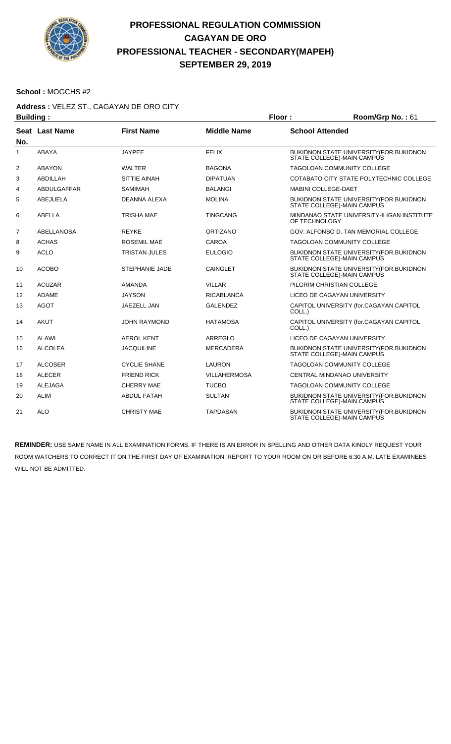# PROFESSIONAL REGULATION COMMISSION
## CAGAYAN DE ORO
## PROFESSIONAL TEACHER - SECONDARY(MAPEH)
## SEPTEMBER 29, 2019

**School :** MOGCHS #2

**Address :** VELEZ ST., CAGAYAN DE ORO CITY

**Building :** | **Floor :** | **Room/Grp No. :** 61

| Seat No. | Last Name | First Name | Middle Name | School Attended |
|---|---|---|---|---|
| 1 | ABAYA | JAYPEE | FELIX | BUKIDNON STATE UNIVERSITY(FOR.BUKIDNON STATE COLLEGE)-MAIN CAMPUS |
| 2 | ABAYON | WALTER | BAGONA | TAGOLOAN COMMUNITY COLLEGE |
| 3 | ABDILLAH | SITTIE AINAH | DIPATUAN | COTABATO CITY STATE POLYTECHNIC COLLEGE |
| 4 | ABDULGAFFAR | SAMIMAH | BALANGI | MABINI COLLEGE-DAET |
| 5 | ABEJUELA | DEANNA ALEXA | MOLINA | BUKIDNON STATE UNIVERSITY(FOR.BUKIDNON STATE COLLEGE)-MAIN CAMPUS |
| 6 | ABELLA | TRISHA MAE | TINGCANG | MINDANAO STATE UNIVERSITY-ILIGAN INSTITUTE OF TECHNOLOGY |
| 7 | ABELLANOSA | REYKE | ORTIZANO | GOV. ALFONSO D. TAN MEMORIAL COLLEGE |
| 8 | ACHAS | ROSEMIL MAE | CAROA | TAGOLOAN COMMUNITY COLLEGE |
| 9 | ACLO | TRISTAN JULES | EULOGIO | BUKIDNON STATE UNIVERSITY(FOR.BUKIDNON STATE COLLEGE)-MAIN CAMPUS |
| 10 | ACOBO | STEPHANIE JADE | CAINGLET | BUKIDNON STATE UNIVERSITY(FOR.BUKIDNON STATE COLLEGE)-MAIN CAMPUS |
| 11 | ACUZAR | AMANDA | VILLAR | PILGRIM CHRISTIAN COLLEGE |
| 12 | ADAME | JAYSON | RICABLANCA | LICEO DE CAGAYAN UNIVERSITY |
| 13 | AGOT | JAEZELL JAN | GALENDEZ | CAPITOL UNIVERSITY (for.CAGAYAN CAPITOL COLL.) |
| 14 | AKUT | JOHN RAYMOND | HATAMOSA | CAPITOL UNIVERSITY (for.CAGAYAN CAPITOL COLL.) |
| 15 | ALAWI | AEROL KENT | ARREGLO | LICEO DE CAGAYAN UNIVERSITY |
| 16 | ALCOLEA | JACQUILINE | MERCADERA | BUKIDNON STATE UNIVERSITY(FOR.BUKIDNON STATE COLLEGE)-MAIN CAMPUS |
| 17 | ALCOSER | CYCLIE SHANE | LAURON | TAGOLOAN COMMUNITY COLLEGE |
| 18 | ALECER | FRIEND RICK | VILLAHERMOSA | CENTRAL MINDANAO UNIVERSITY |
| 19 | ALEJAGA | CHERRY MAE | TUCBO | TAGOLOAN COMMUNITY COLLEGE |
| 20 | ALIM | ABDUL FATAH | SULTAN | BUKIDNON STATE UNIVERSITY(FOR.BUKIDNON STATE COLLEGE)-MAIN CAMPUS |
| 21 | ALO | CHRISTY MAE | TAPDASAN | BUKIDNON STATE UNIVERSITY(FOR.BUKIDNON STATE COLLEGE)-MAIN CAMPUS |

**REMINDER:** USE SAME NAME IN ALL EXAMINATION FORMS. IF THERE IS AN ERROR IN SPELLING AND OTHER DATA KINDLY REQUEST YOUR ROOM WATCHERS TO CORRECT IT ON THE FIRST DAY OF EXAMINATION. REPORT TO YOUR ROOM ON OR BEFORE 6:30 A.M. LATE EXAMINEES WILL NOT BE ADMITTED.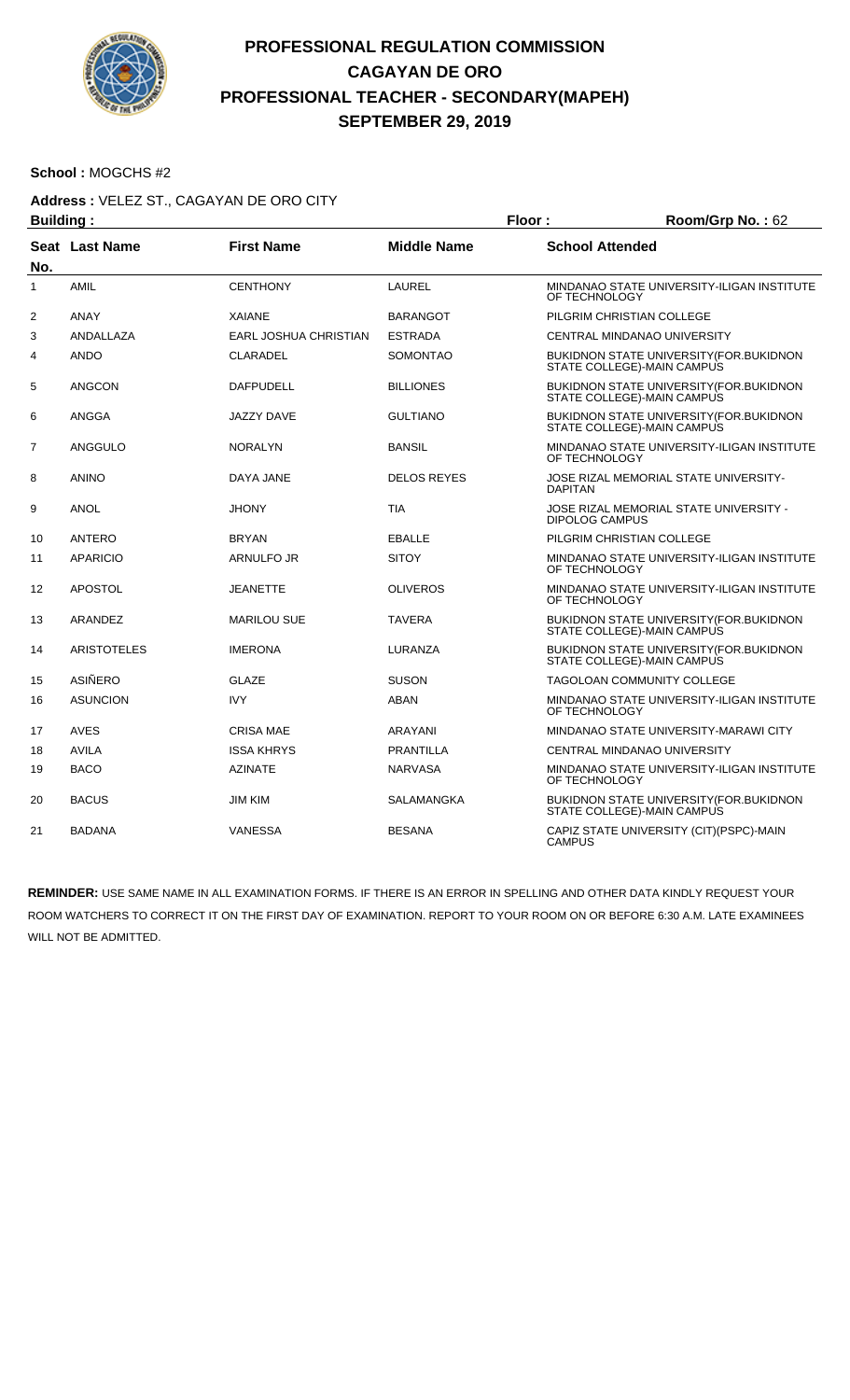# PROFESSIONAL REGULATION COMMISSION
## CAGAYAN DE ORO
## PROFESSIONAL TEACHER - SECONDARY(MAPEH)
## SEPTEMBER 29, 2019

**School :** MOGCHS #2

**Address :** VELEZ ST., CAGAYAN DE ORO CITY

**Building :** **Floor :** **Room/Grp No. :** 62

| Seat No. | Last Name | First Name | Middle Name | School Attended |
|---|---|---|---|---|
| 1 | AMIL | CENTHONY | LAUREL | MINDANAO STATE UNIVERSITY-ILIGAN INSTITUTE OF TECHNOLOGY |
| 2 | ANAY | XAIANE | BARANGOT | PILGRIM CHRISTIAN COLLEGE |
| 3 | ANDALLAZA | EARL JOSHUA CHRISTIAN | ESTRADA | CENTRAL MINDANAO UNIVERSITY |
| 4 | ANDO | CLARADEL | SOMONTAO | BUKIDNON STATE UNIVERSITY(FOR.BUKIDNON STATE COLLEGE)-MAIN CAMPUS |
| 5 | ANGCON | DAFPUDELL | BILLIONES | BUKIDNON STATE UNIVERSITY(FOR.BUKIDNON STATE COLLEGE)-MAIN CAMPUS |
| 6 | ANGGA | JAZZY DAVE | GULTIANO | BUKIDNON STATE UNIVERSITY(FOR.BUKIDNON STATE COLLEGE)-MAIN CAMPUS |
| 7 | ANGGULO | NORALYN | BANSIL | MINDANAO STATE UNIVERSITY-ILIGAN INSTITUTE OF TECHNOLOGY |
| 8 | ANINO | DAYA JANE | DELOS REYES | JOSE RIZAL MEMORIAL STATE UNIVERSITY-DAPITAN |
| 9 | ANOL | JHONY | TIA | JOSE RIZAL MEMORIAL STATE UNIVERSITY - DIPOLOG CAMPUS |
| 10 | ANTERO | BRYAN | EBALLE | PILGRIM CHRISTIAN COLLEGE |
| 11 | APARICIO | ARNULFO JR | SITOY | MINDANAO STATE UNIVERSITY-ILIGAN INSTITUTE OF TECHNOLOGY |
| 12 | APOSTOL | JEANETTE | OLIVEROS | MINDANAO STATE UNIVERSITY-ILIGAN INSTITUTE OF TECHNOLOGY |
| 13 | ARANDEZ | MARILOU SUE | TAVERA | BUKIDNON STATE UNIVERSITY(FOR.BUKIDNON STATE COLLEGE)-MAIN CAMPUS |
| 14 | ARISTOTELES | IMERONA | LURANZA | BUKIDNON STATE UNIVERSITY(FOR.BUKIDNON STATE COLLEGE)-MAIN CAMPUS |
| 15 | ASIÑERO | GLAZE | SUSON | TAGOLOAN COMMUNITY COLLEGE |
| 16 | ASUNCION | IVY | ABAN | MINDANAO STATE UNIVERSITY-ILIGAN INSTITUTE OF TECHNOLOGY |
| 17 | AVES | CRISA MAE | ARAYANI | MINDANAO STATE UNIVERSITY-MARAWI CITY |
| 18 | AVILA | ISSA KHRYS | PRANTILLA | CENTRAL MINDANAO UNIVERSITY |
| 19 | BACO | AZINATE | NARVASA | MINDANAO STATE UNIVERSITY-ILIGAN INSTITUTE OF TECHNOLOGY |
| 20 | BACUS | JIM KIM | SALAMANGKA | BUKIDNON STATE UNIVERSITY(FOR.BUKIDNON STATE COLLEGE)-MAIN CAMPUS |
| 21 | BADANA | VANESSA | BESANA | CAPIZ STATE UNIVERSITY (CIT)(PSPC)-MAIN CAMPUS |

**REMINDER:** USE SAME NAME IN ALL EXAMINATION FORMS. IF THERE IS AN ERROR IN SPELLING AND OTHER DATA KINDLY REQUEST YOUR ROOM WATCHERS TO CORRECT IT ON THE FIRST DAY OF EXAMINATION. REPORT TO YOUR ROOM ON OR BEFORE 6:30 A.M. LATE EXAMINEES WILL NOT BE ADMITTED.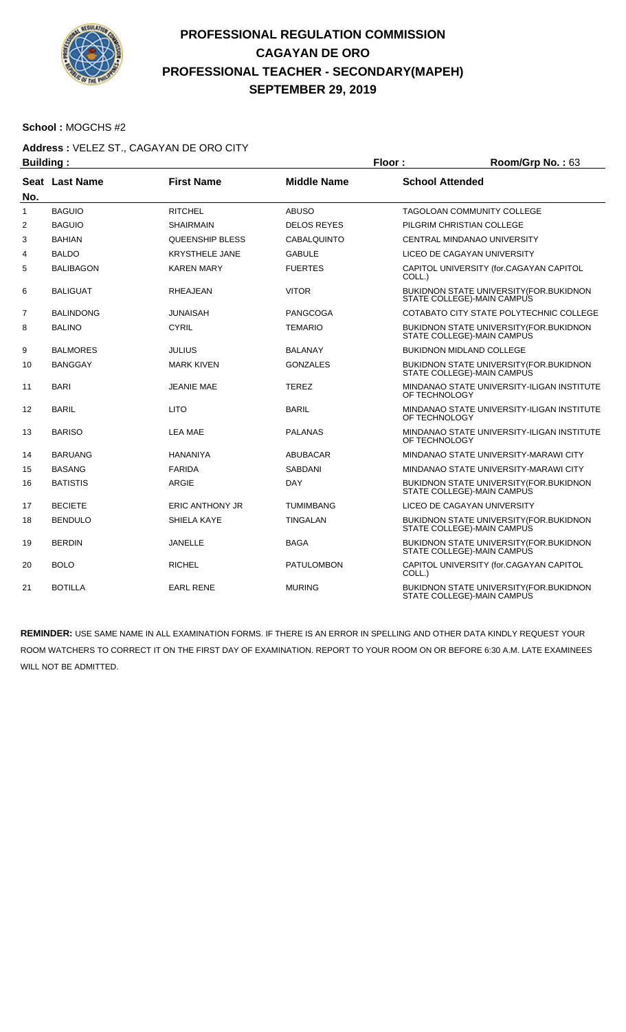# PROFESSIONAL REGULATION COMMISSION
## CAGAYAN DE ORO
## PROFESSIONAL TEACHER - SECONDARY(MAPEH)
## SEPTEMBER 29, 2019

**School :** MOGCHS #2

**Address :** VELEZ ST., CAGAYAN DE ORO CITY

**Building :** **Floor :** **Room/Grp No. :** 63

| Seat No. | Last Name | First Name | Middle Name | School Attended |
|---|---|---|---|---|
| 1 | BAGUIO | RITCHEL | ABUSO | TAGOLOAN COMMUNITY COLLEGE |
| 2 | BAGUIO | SHAIRMAIN | DELOS REYES | PILGRIM CHRISTIAN COLLEGE |
| 3 | BAHIAN | QUEENSHIP BLESS | CABALQUINTO | CENTRAL MINDANAO UNIVERSITY |
| 4 | BALDO | KRYSTHELE JANE | GABULE | LICEO DE CAGAYAN UNIVERSITY |
| 5 | BALIBAGON | KAREN MARY | FUERTES | CAPITOL UNIVERSITY (for.CAGAYAN CAPITOL COLL.) |
| 6 | BALIGUAT | RHEAJEAN | VITOR | BUKIDNON STATE UNIVERSITY(FOR.BUKIDNON STATE COLLEGE)-MAIN CAMPUS |
| 7 | BALINDONG | JUNAISAH | PANGCOGA | COTABATO CITY STATE POLYTECHNIC COLLEGE |
| 8 | BALINO | CYRIL | TEMARIO | BUKIDNON STATE UNIVERSITY(FOR.BUKIDNON STATE COLLEGE)-MAIN CAMPUS |
| 9 | BALMORES | JULIUS | BALANAY | BUKIDNON MIDLAND COLLEGE |
| 10 | BANGGAY | MARK KIVEN | GONZALES | BUKIDNON STATE UNIVERSITY(FOR.BUKIDNON STATE COLLEGE)-MAIN CAMPUS |
| 11 | BARI | JEANIE MAE | TEREZ | MINDANAO STATE UNIVERSITY-ILIGAN INSTITUTE OF TECHNOLOGY |
| 12 | BARIL | LITO | BARIL | MINDANAO STATE UNIVERSITY-ILIGAN INSTITUTE OF TECHNOLOGY |
| 13 | BARISO | LEA MAE | PALANAS | MINDANAO STATE UNIVERSITY-ILIGAN INSTITUTE OF TECHNOLOGY |
| 14 | BARUANG | HANANIYA | ABUBACAR | MINDANAO STATE UNIVERSITY-MARAWI CITY |
| 15 | BASANG | FARIDA | SABDANI | MINDANAO STATE UNIVERSITY-MARAWI CITY |
| 16 | BATISTIS | ARGIE | DAY | BUKIDNON STATE UNIVERSITY(FOR.BUKIDNON STATE COLLEGE)-MAIN CAMPUS |
| 17 | BECIETE | ERIC ANTHONY JR | TUMIMBANG | LICEO DE CAGAYAN UNIVERSITY |
| 18 | BENDULO | SHIELA KAYE | TINGALAN | BUKIDNON STATE UNIVERSITY(FOR.BUKIDNON STATE COLLEGE)-MAIN CAMPUS |
| 19 | BERDIN | JANELLE | BAGA | BUKIDNON STATE UNIVERSITY(FOR.BUKIDNON STATE COLLEGE)-MAIN CAMPUS |
| 20 | BOLO | RICHEL | PATULOMBON | CAPITOL UNIVERSITY (for.CAGAYAN CAPITOL COLL.) |
| 21 | BOTILLA | EARL RENE | MURING | BUKIDNON STATE UNIVERSITY(FOR.BUKIDNON STATE COLLEGE)-MAIN CAMPUS |

**REMINDER:** USE SAME NAME IN ALL EXAMINATION FORMS. IF THERE IS AN ERROR IN SPELLING AND OTHER DATA KINDLY REQUEST YOUR ROOM WATCHERS TO CORRECT IT ON THE FIRST DAY OF EXAMINATION. REPORT TO YOUR ROOM ON OR BEFORE 6:30 A.M. LATE EXAMINEES WILL NOT BE ADMITTED.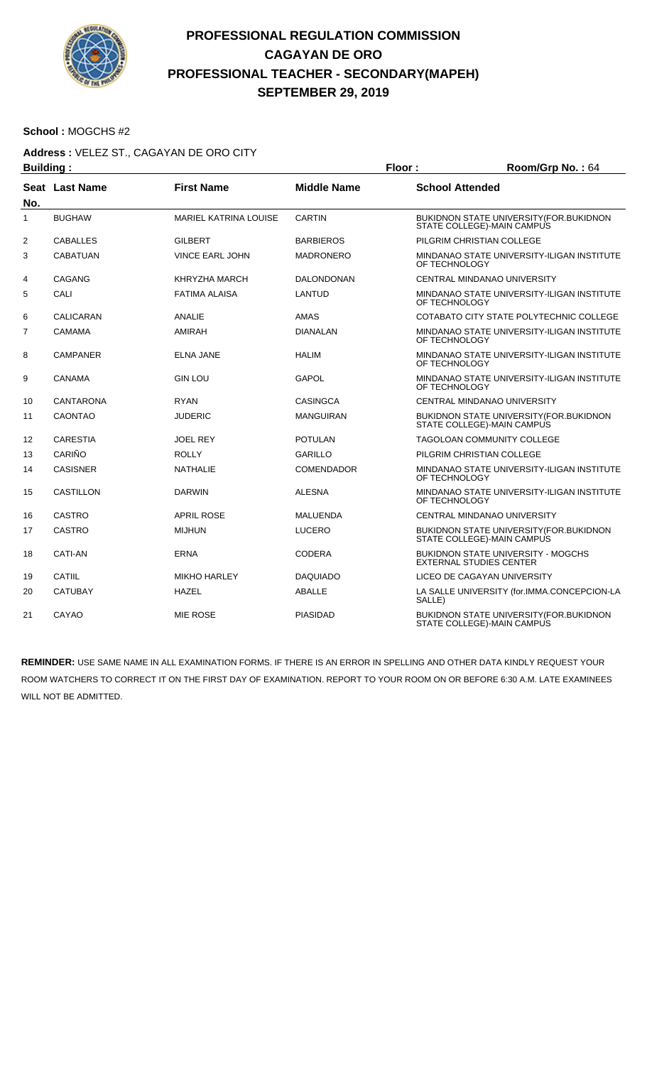# PROFESSIONAL REGULATION COMMISSION
## CAGAYAN DE ORO
## PROFESSIONAL TEACHER - SECONDARY(MAPEH)
## SEPTEMBER 29, 2019

**School :** MOGCHS #2

**Address :** VELEZ ST., CAGAYAN DE ORO CITY

**Building :** | **Floor :** | **Room/Grp No. :** 64

| Seat No. | Last Name | First Name | Middle Name | School Attended |
|---|---|---|---|---|
| 1 | BUGHAW | MARIEL KATRINA LOUISE | CARTIN | BUKIDNON STATE UNIVERSITY(FOR.BUKIDNON STATE COLLEGE)-MAIN CAMPUS |
| 2 | CABALLES | GILBERT | BARBIEROS | PILGRIM CHRISTIAN COLLEGE |
| 3 | CABATUAN | VINCE EARL JOHN | MADRONERO | MINDANAO STATE UNIVERSITY-ILIGAN INSTITUTE OF TECHNOLOGY |
| 4 | CAGANG | KHRYZHA MARCH | DALONDONAN | CENTRAL MINDANAO UNIVERSITY |
| 5 | CALI | FATIMA ALAISA | LANTUD | MINDANAO STATE UNIVERSITY-ILIGAN INSTITUTE OF TECHNOLOGY |
| 6 | CALICARAN | ANALIE | AMAS | COTABATO CITY STATE POLYTECHNIC COLLEGE |
| 7 | CAMAMA | AMIRAH | DIANALAN | MINDANAO STATE UNIVERSITY-ILIGAN INSTITUTE OF TECHNOLOGY |
| 8 | CAMPANER | ELNA JANE | HALIM | MINDANAO STATE UNIVERSITY-ILIGAN INSTITUTE OF TECHNOLOGY |
| 9 | CANAMA | GIN LOU | GAPOL | MINDANAO STATE UNIVERSITY-ILIGAN INSTITUTE OF TECHNOLOGY |
| 10 | CANTARONA | RYAN | CASINGCA | CENTRAL MINDANAO UNIVERSITY |
| 11 | CAONTAO | JUDERIC | MANGUIRAN | BUKIDNON STATE UNIVERSITY(FOR.BUKIDNON STATE COLLEGE)-MAIN CAMPUS |
| 12 | CARESTIA | JOEL REY | POTULAN | TAGOLOAN COMMUNITY COLLEGE |
| 13 | CARIÑO | ROLLY | GARILLO | PILGRIM CHRISTIAN COLLEGE |
| 14 | CASISNER | NATHALIE | COMENDADOR | MINDANAO STATE UNIVERSITY-ILIGAN INSTITUTE OF TECHNOLOGY |
| 15 | CASTILLON | DARWIN | ALESNA | MINDANAO STATE UNIVERSITY-ILIGAN INSTITUTE OF TECHNOLOGY |
| 16 | CASTRO | APRIL ROSE | MALUENDA | CENTRAL MINDANAO UNIVERSITY |
| 17 | CASTRO | MIJHUN | LUCERO | BUKIDNON STATE UNIVERSITY(FOR.BUKIDNON STATE COLLEGE)-MAIN CAMPUS |
| 18 | CATI-AN | ERNA | CODERA | BUKIDNON STATE UNIVERSITY - MOGCHS EXTERNAL STUDIES CENTER |
| 19 | CATIIL | MIKHO HARLEY | DAQUIADO | LICEO DE CAGAYAN UNIVERSITY |
| 20 | CATUBAY | HAZEL | ABALLE | LA SALLE UNIVERSITY (for.IMMA.CONCEPCION-LA SALLE) |
| 21 | CAYAO | MIE ROSE | PIASIDAD | BUKIDNON STATE UNIVERSITY(FOR.BUKIDNON STATE COLLEGE)-MAIN CAMPUS |

**REMINDER:** USE SAME NAME IN ALL EXAMINATION FORMS. IF THERE IS AN ERROR IN SPELLING AND OTHER DATA KINDLY REQUEST YOUR ROOM WATCHERS TO CORRECT IT ON THE FIRST DAY OF EXAMINATION. REPORT TO YOUR ROOM ON OR BEFORE 6:30 A.M. LATE EXAMINEES WILL NOT BE ADMITTED.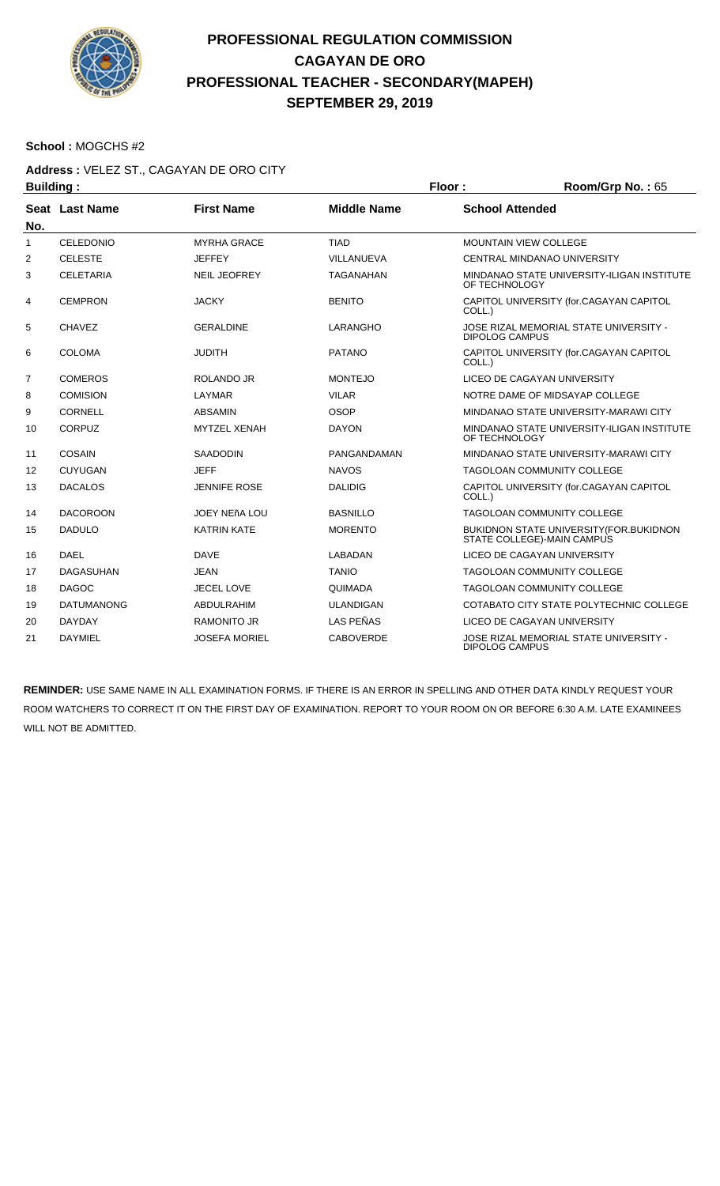# PROFESSIONAL REGULATION COMMISSION
## CAGAYAN DE ORO
## PROFESSIONAL TEACHER - SECONDARY(MAPEH)
## SEPTEMBER 29, 2019

**School :** MOGCHS #2

**Address :** VELEZ ST., CAGAYAN DE ORO CITY

**Building :** **Floor :** **Room/Grp No. :** 65

| Seat No. | Last Name | First Name | Middle Name | School Attended |
|---|---|---|---|---|
| 1 | CELEDONIO | MYRHA GRACE | TIAD | MOUNTAIN VIEW COLLEGE |
| 2 | CELESTE | JEFFEY | VILLANUEVA | CENTRAL MINDANAO UNIVERSITY |
| 3 | CELETARIA | NEIL JEOFREY | TAGANAHAN | MINDANAO STATE UNIVERSITY-ILIGAN INSTITUTE OF TECHNOLOGY |
| 4 | CEMPRON | JACKY | BENITO | CAPITOL UNIVERSITY (for.CAGAYAN CAPITOL COLL.) |
| 5 | CHAVEZ | GERALDINE | LARANGHO | JOSE RIZAL MEMORIAL STATE UNIVERSITY - DIPOLOG CAMPUS |
| 6 | COLOMA | JUDITH | PATANO | CAPITOL UNIVERSITY (for.CAGAYAN CAPITOL COLL.) |
| 7 | COMEROS | ROLANDO JR | MONTEJO | LICEO DE CAGAYAN UNIVERSITY |
| 8 | COMISION | LAYMAR | VILAR | NOTRE DAME OF MIDSAYAP COLLEGE |
| 9 | CORNELL | ABSAMIN | OSOP | MINDANAO STATE UNIVERSITY-MARAWI CITY |
| 10 | CORPUZ | MYTZEL XENAH | DAYON | MINDANAO STATE UNIVERSITY-ILIGAN INSTITUTE OF TECHNOLOGY |
| 11 | COSAIN | SAADODIN | PANGANDAMAN | MINDANAO STATE UNIVERSITY-MARAWI CITY |
| 12 | CUYUGAN | JEFF | NAVOS | TAGOLOAN COMMUNITY COLLEGE |
| 13 | DACALOS | JENNIFE ROSE | DALIDIG | CAPITOL UNIVERSITY (for.CAGAYAN CAPITOL COLL.) |
| 14 | DACOROON | JOEY NEñA LOU | BASNILLO | TAGOLOAN COMMUNITY COLLEGE |
| 15 | DADULO | KATRIN KATE | MORENTO | BUKIDNON STATE UNIVERSITY(FOR.BUKIDNON STATE COLLEGE)-MAIN CAMPUS |
| 16 | DAEL | DAVE | LABADAN | LICEO DE CAGAYAN UNIVERSITY |
| 17 | DAGASUHAN | JEAN | TANIO | TAGOLOAN COMMUNITY COLLEGE |
| 18 | DAGOC | JECEL LOVE | QUIMADA | TAGOLOAN COMMUNITY COLLEGE |
| 19 | DATUMANONG | ABDULRAHIM | ULANDIGAN | COTABATO CITY STATE POLYTECHNIC COLLEGE |
| 20 | DAYDAY | RAMONITO JR | LAS PEÑAS | LICEO DE CAGAYAN UNIVERSITY |
| 21 | DAYMIEL | JOSEFA MORIEL | CABOVERDE | JOSE RIZAL MEMORIAL STATE UNIVERSITY - DIPOLOG CAMPUS |

**REMINDER:** USE SAME NAME IN ALL EXAMINATION FORMS. IF THERE IS AN ERROR IN SPELLING AND OTHER DATA KINDLY REQUEST YOUR ROOM WATCHERS TO CORRECT IT ON THE FIRST DAY OF EXAMINATION. REPORT TO YOUR ROOM ON OR BEFORE 6:30 A.M. LATE EXAMINEES WILL NOT BE ADMITTED.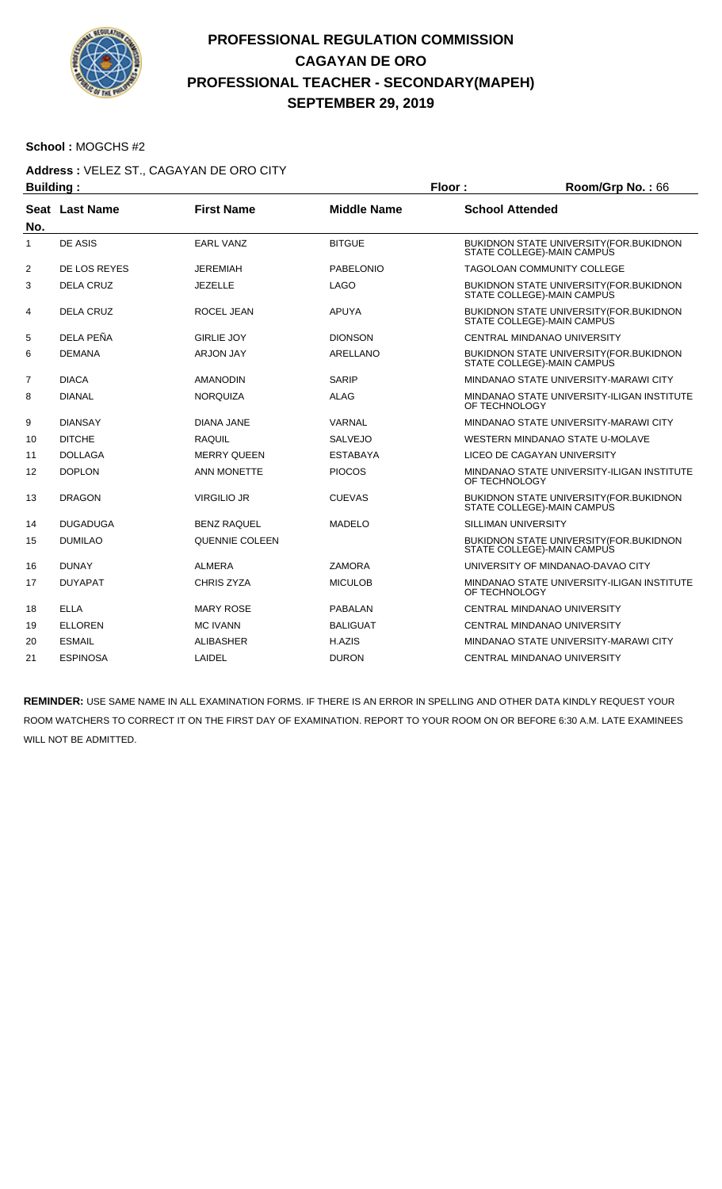# PROFESSIONAL REGULATION COMMISSION
## CAGAYAN DE ORO
## PROFESSIONAL TEACHER - SECONDARY(MAPEH)
## SEPTEMBER 29, 2019

**School :** MOGCHS #2

**Address :** VELEZ ST., CAGAYAN DE ORO CITY

**Building :** **Floor :** **Room/Grp No. :** 66

| Seat No. | Last Name | First Name | Middle Name | School Attended |
|---|---|---|---|---|
| 1 | DE ASIS | EARL VANZ | BITGUE | BUKIDNON STATE UNIVERSITY(FOR.BUKIDNON STATE COLLEGE)-MAIN CAMPUS |
| 2 | DE LOS REYES | JEREMIAH | PABELONIO | TAGOLOAN COMMUNITY COLLEGE |
| 3 | DELA CRUZ | JEZELLE | LAGO | BUKIDNON STATE UNIVERSITY(FOR.BUKIDNON STATE COLLEGE)-MAIN CAMPUS |
| 4 | DELA CRUZ | ROCEL JEAN | APUYA | BUKIDNON STATE UNIVERSITY(FOR.BUKIDNON STATE COLLEGE)-MAIN CAMPUS |
| 5 | DELA PEÑA | GIRLIE JOY | DIONSON | CENTRAL MINDANAO UNIVERSITY |
| 6 | DEMANA | ARJON JAY | ARELLANO | BUKIDNON STATE UNIVERSITY(FOR.BUKIDNON STATE COLLEGE)-MAIN CAMPUS |
| 7 | DIACA | AMANODIN | SARIP | MINDANAO STATE UNIVERSITY-MARAWI CITY |
| 8 | DIANAL | NORQUIZA | ALAG | MINDANAO STATE UNIVERSITY-ILIGAN INSTITUTE OF TECHNOLOGY |
| 9 | DIANSAY | DIANA JANE | VARNAL | MINDANAO STATE UNIVERSITY-MARAWI CITY |
| 10 | DITCHE | RAQUIL | SALVEJO | WESTERN MINDANAO STATE U-MOLAVE |
| 11 | DOLLAGA | MERRY QUEEN | ESTABAYA | LICEO DE CAGAYAN UNIVERSITY |
| 12 | DOPLON | ANN MONETTE | PIOCOS | MINDANAO STATE UNIVERSITY-ILIGAN INSTITUTE OF TECHNOLOGY |
| 13 | DRAGON | VIRGILIO JR | CUEVAS | BUKIDNON STATE UNIVERSITY(FOR.BUKIDNON STATE COLLEGE)-MAIN CAMPUS |
| 14 | DUGADUGA | BENZ RAQUEL | MADELO | SILLIMAN UNIVERSITY |
| 15 | DUMILAO | QUENNIE COLEEN | | BUKIDNON STATE UNIVERSITY(FOR.BUKIDNON STATE COLLEGE)-MAIN CAMPUS |
| 16 | DUNAY | ALMERA | ZAMORA | UNIVERSITY OF MINDANAO-DAVAO CITY |
| 17 | DUYAPAT | CHRIS ZYZA | MICULOB | MINDANAO STATE UNIVERSITY-ILIGAN INSTITUTE OF TECHNOLOGY |
| 18 | ELLA | MARY ROSE | PABALAN | CENTRAL MINDANAO UNIVERSITY |
| 19 | ELLOREN | MC IVANN | BALIGUAT | CENTRAL MINDANAO UNIVERSITY |
| 20 | ESMAIL | ALIBASHER | H.AZIS | MINDANAO STATE UNIVERSITY-MARAWI CITY |
| 21 | ESPINOSA | LAIDEL | DURON | CENTRAL MINDANAO UNIVERSITY |

**REMINDER:** USE SAME NAME IN ALL EXAMINATION FORMS. IF THERE IS AN ERROR IN SPELLING AND OTHER DATA KINDLY REQUEST YOUR ROOM WATCHERS TO CORRECT IT ON THE FIRST DAY OF EXAMINATION. REPORT TO YOUR ROOM ON OR BEFORE 6:30 A.M. LATE EXAMINEES WILL NOT BE ADMITTED.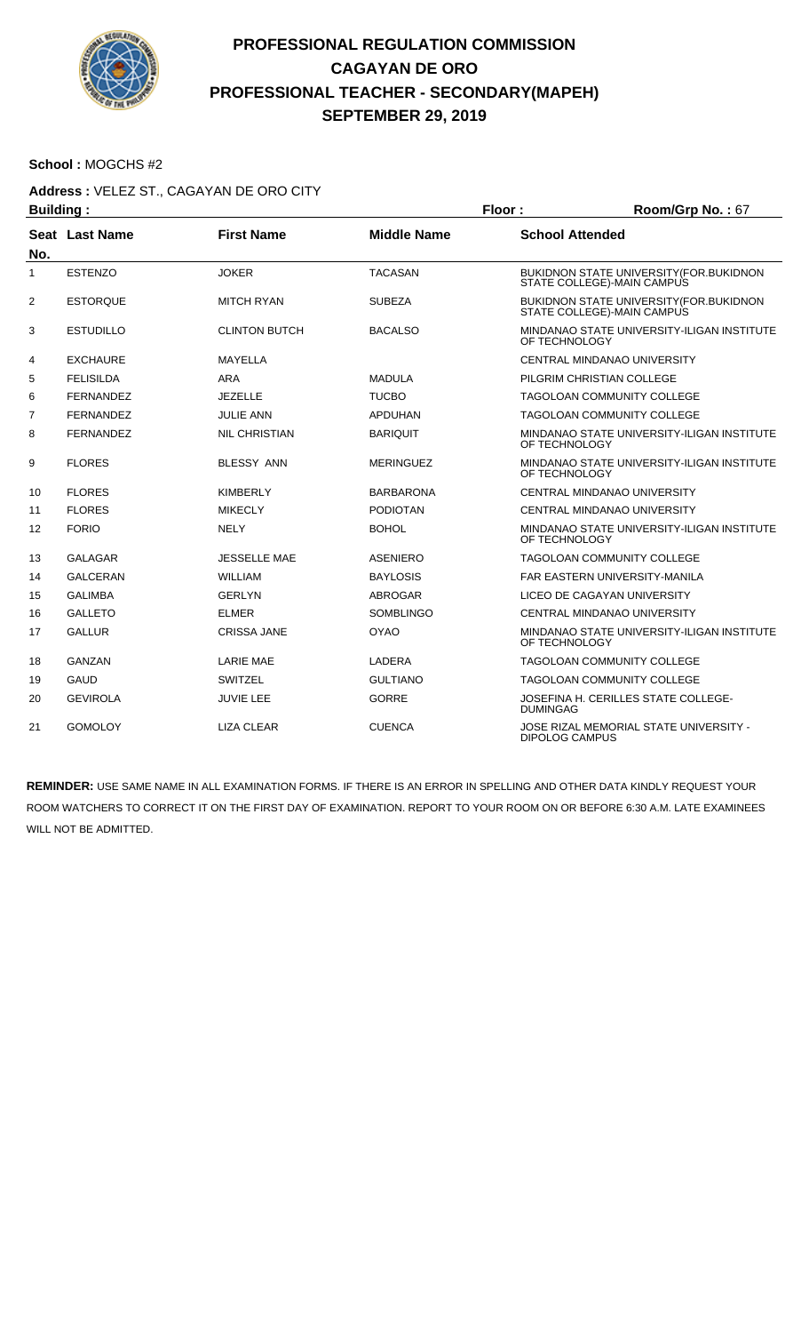# PROFESSIONAL REGULATION COMMISSION
## CAGAYAN DE ORO
## PROFESSIONAL TEACHER - SECONDARY(MAPEH)
## SEPTEMBER 29, 2019

**School :** MOGCHS #2

**Address :** VELEZ ST., CAGAYAN DE ORO CITY

**Building :** **Floor :** **Room/Grp No. :** 67

| Seat No. | Last Name | First Name | Middle Name | School Attended |
|---|---|---|---|---|
| 1 | ESTENZO | JOKER | TACASAN | BUKIDNON STATE UNIVERSITY(FOR.BUKIDNON STATE COLLEGE)-MAIN CAMPUS |
| 2 | ESTORQUE | MITCH RYAN | SUBEZA | BUKIDNON STATE UNIVERSITY(FOR.BUKIDNON STATE COLLEGE)-MAIN CAMPUS |
| 3 | ESTUDILLO | CLINTON BUTCH | BACALSO | MINDANAO STATE UNIVERSITY-ILIGAN INSTITUTE OF TECHNOLOGY |
| 4 | EXCHAURE | MAYELLA | | CENTRAL MINDANAO UNIVERSITY |
| 5 | FELISILDA | ARA | MADULA | PILGRIM CHRISTIAN COLLEGE |
| 6 | FERNANDEZ | JEZELLE | TUCBO | TAGOLOAN COMMUNITY COLLEGE |
| 7 | FERNANDEZ | JULIE ANN | APDUHAN | TAGOLOAN COMMUNITY COLLEGE |
| 8 | FERNANDEZ | NIL CHRISTIAN | BARIQUIT | MINDANAO STATE UNIVERSITY-ILIGAN INSTITUTE OF TECHNOLOGY |
| 9 | FLORES | BLESSY ANN | MERINGUEZ | MINDANAO STATE UNIVERSITY-ILIGAN INSTITUTE OF TECHNOLOGY |
| 10 | FLORES | KIMBERLY | BARBARONA | CENTRAL MINDANAO UNIVERSITY |
| 11 | FLORES | MIKECLY | PODIOTAN | CENTRAL MINDANAO UNIVERSITY |
| 12 | FORIO | NELY | BOHOL | MINDANAO STATE UNIVERSITY-ILIGAN INSTITUTE OF TECHNOLOGY |
| 13 | GALAGAR | JESSELLE MAE | ASENIERO | TAGOLOAN COMMUNITY COLLEGE |
| 14 | GALCERAN | WILLIAM | BAYLOSIS | FAR EASTERN UNIVERSITY-MANILA |
| 15 | GALIMBA | GERLYN | ABROGAR | LICEO DE CAGAYAN UNIVERSITY |
| 16 | GALLETO | ELMER | SOMBLINGO | CENTRAL MINDANAO UNIVERSITY |
| 17 | GALLUR | CRISSA JANE | OYAO | MINDANAO STATE UNIVERSITY-ILIGAN INSTITUTE OF TECHNOLOGY |
| 18 | GANZAN | LARIE MAE | LADERA | TAGOLOAN COMMUNITY COLLEGE |
| 19 | GAUD | SWITZEL | GULTIANO | TAGOLOAN COMMUNITY COLLEGE |
| 20 | GEVIROLA | JUVIE LEE | GORRE | JOSEFINA H. CERILLES STATE COLLEGE-DUMINGAG |
| 21 | GOMOLOY | LIZA CLEAR | CUENCA | JOSE RIZAL MEMORIAL STATE UNIVERSITY - DIPOLOG CAMPUS |

**REMINDER:** USE SAME NAME IN ALL EXAMINATION FORMS. IF THERE IS AN ERROR IN SPELLING AND OTHER DATA KINDLY REQUEST YOUR ROOM WATCHERS TO CORRECT IT ON THE FIRST DAY OF EXAMINATION. REPORT TO YOUR ROOM ON OR BEFORE 6:30 A.M. LATE EXAMINEES WILL NOT BE ADMITTED.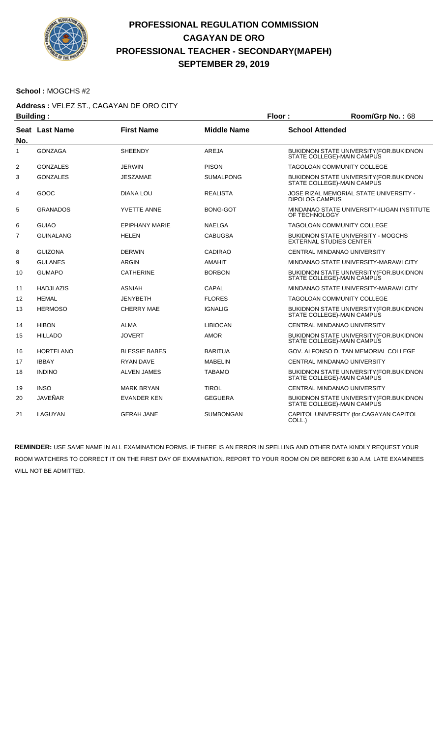# PROFESSIONAL REGULATION COMMISSION
## CAGAYAN DE ORO
## PROFESSIONAL TEACHER - SECONDARY(MAPEH)
## SEPTEMBER 29, 2019

**School :** MOGCHS #2

**Address :** VELEZ ST., CAGAYAN DE ORO CITY

**Building :** **Floor :** **Room/Grp No. :** 68

| Seat No. | Last Name | First Name | Middle Name | School Attended |
|---|---|---|---|---|
| 1 | GONZAGA | SHEENDY | AREJA | BUKIDNON STATE UNIVERSITY(FOR.BUKIDNON STATE COLLEGE)-MAIN CAMPUS |
| 2 | GONZALES | JERWIN | PISON | TAGOLOAN COMMUNITY COLLEGE |
| 3 | GONZALES | JESZAMAE | SUMALPONG | BUKIDNON STATE UNIVERSITY(FOR.BUKIDNON STATE COLLEGE)-MAIN CAMPUS |
| 4 | GOOC | DIANA LOU | REALISTA | JOSE RIZAL MEMORIAL STATE UNIVERSITY - DIPOLOG CAMPUS |
| 5 | GRANADOS | YVETTE ANNE | BONG-GOT | MINDANAO STATE UNIVERSITY-ILIGAN INSTITUTE OF TECHNOLOGY |
| 6 | GUIAO | EPIPHANY MARIE | NAELGA | TAGOLOAN COMMUNITY COLLEGE |
| 7 | GUINALANG | HELEN | CABUGSA | BUKIDNON STATE UNIVERSITY - MOGCHS EXTERNAL STUDIES CENTER |
| 8 | GUIZONA | DERWIN | CADIRAO | CENTRAL MINDANAO UNIVERSITY |
| 9 | GULANES | ARGIN | AMAHIT | MINDANAO STATE UNIVERSITY-MARAWI CITY |
| 10 | GUMAPO | CATHERINE | BORBON | BUKIDNON STATE UNIVERSITY(FOR.BUKIDNON STATE COLLEGE)-MAIN CAMPUS |
| 11 | HADJI AZIS | ASNIAH | CAPAL | MINDANAO STATE UNIVERSITY-MARAWI CITY |
| 12 | HEMAL | JENYBETH | FLORES | TAGOLOAN COMMUNITY COLLEGE |
| 13 | HERMOSO | CHERRY MAE | IGNALIG | BUKIDNON STATE UNIVERSITY(FOR.BUKIDNON STATE COLLEGE)-MAIN CAMPUS |
| 14 | HIBON | ALMA | LIBIOCAN | CENTRAL MINDANAO UNIVERSITY |
| 15 | HILLADO | JOVERT | AMOR | BUKIDNON STATE UNIVERSITY(FOR.BUKIDNON STATE COLLEGE)-MAIN CAMPUS |
| 16 | HORTELANO | BLESSIE BABES | BARITUA | GOV. ALFONSO D. TAN MEMORIAL COLLEGE |
| 17 | IBBAY | RYAN DAVE | MABELIN | CENTRAL MINDANAO UNIVERSITY |
| 18 | INDINO | ALVEN JAMES | TABAMO | BUKIDNON STATE UNIVERSITY(FOR.BUKIDNON STATE COLLEGE)-MAIN CAMPUS |
| 19 | INSO | MARK BRYAN | TIROL | CENTRAL MINDANAO UNIVERSITY |
| 20 | JAVEÑAR | EVANDER KEN | GEGUERA | BUKIDNON STATE UNIVERSITY(FOR.BUKIDNON STATE COLLEGE)-MAIN CAMPUS |
| 21 | LAGUYAN | GERAH JANE | SUMBONGAN | CAPITOL UNIVERSITY (for.CAGAYAN CAPITOL COLL.) |

**REMINDER:** USE SAME NAME IN ALL EXAMINATION FORMS. IF THERE IS AN ERROR IN SPELLING AND OTHER DATA KINDLY REQUEST YOUR ROOM WATCHERS TO CORRECT IT ON THE FIRST DAY OF EXAMINATION. REPORT TO YOUR ROOM ON OR BEFORE 6:30 A.M. LATE EXAMINEES WILL NOT BE ADMITTED.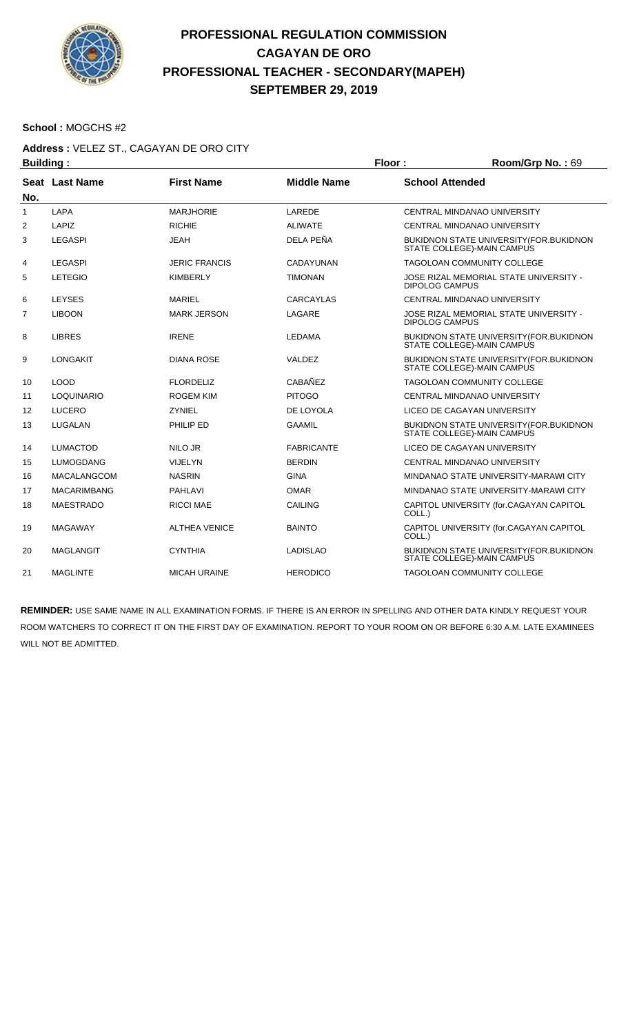# PROFESSIONAL REGULATION COMMISSION
## CAGAYAN DE ORO
## PROFESSIONAL TEACHER - SECONDARY(MAPEH)
## SEPTEMBER 29, 2019

**School :** MOGCHS #2

**Address :** VELEZ ST., CAGAYAN DE ORO CITY

**Building :** **Floor :** **Room/Grp No. :** 69

| Seat No. | Last Name | First Name | Middle Name | School Attended |
|---|---|---|---|---|
| 1 | LAPA | MARJHORIE | LAREDE | CENTRAL MINDANAO UNIVERSITY |
| 2 | LAPIZ | RICHIE | ALIWATE | CENTRAL MINDANAO UNIVERSITY |
| 3 | LEGASPI | JEAH | DELA PEÑA | BUKIDNON STATE UNIVERSITY(FOR.BUKIDNON STATE COLLEGE)-MAIN CAMPUS |
| 4 | LEGASPI | JERIC FRANCIS | CADAYUNAN | TAGOLOAN COMMUNITY COLLEGE |
| 5 | LETEGIO | KIMBERLY | TIMONAN | JOSE RIZAL MEMORIAL STATE UNIVERSITY - DIPOLOG CAMPUS |
| 6 | LEYSES | MARIEL | CARCAYLAS | CENTRAL MINDANAO UNIVERSITY |
| 7 | LIBOON | MARK JERSON | LAGARE | JOSE RIZAL MEMORIAL STATE UNIVERSITY - DIPOLOG CAMPUS |
| 8 | LIBRES | IRENE | LEDAMA | BUKIDNON STATE UNIVERSITY(FOR.BUKIDNON STATE COLLEGE)-MAIN CAMPUS |
| 9 | LONGAKIT | DIANA ROSE | VALDEZ | BUKIDNON STATE UNIVERSITY(FOR.BUKIDNON STATE COLLEGE)-MAIN CAMPUS |
| 10 | LOOD | FLORDELIZ | CABAÑEZ | TAGOLOAN COMMUNITY COLLEGE |
| 11 | LOQUINARIO | ROGEM KIM | PITOGO | CENTRAL MINDANAO UNIVERSITY |
| 12 | LUCERO | ZYNIEL | DE LOYOLA | LICEO DE CAGAYAN UNIVERSITY |
| 13 | LUGALAN | PHILIP ED | GAAMIL | BUKIDNON STATE UNIVERSITY(FOR.BUKIDNON STATE COLLEGE)-MAIN CAMPUS |
| 14 | LUMACTOD | NILO JR | FABRICANTE | LICEO DE CAGAYAN UNIVERSITY |
| 15 | LUMOGDANG | VIJELYN | BERDIN | CENTRAL MINDANAO UNIVERSITY |
| 16 | MACALANGCOM | NASRIN | GINA | MINDANAO STATE UNIVERSITY-MARAWI CITY |
| 17 | MACARIMBANG | PAHLAVI | OMAR | MINDANAO STATE UNIVERSITY-MARAWI CITY |
| 18 | MAESTRADO | RICCI MAE | CAILING | CAPITOL UNIVERSITY (for.CAGAYAN CAPITOL COLL.) |
| 19 | MAGAWAY | ALTHEA VENICE | BAINTO | CAPITOL UNIVERSITY (for.CAGAYAN CAPITOL COLL.) |
| 20 | MAGLANGIT | CYNTHIA | LADISLAO | BUKIDNON STATE UNIVERSITY(FOR.BUKIDNON STATE COLLEGE)-MAIN CAMPUS |
| 21 | MAGLINTE | MICAH URAINE | HERODICO | TAGOLOAN COMMUNITY COLLEGE |

**REMINDER:** USE SAME NAME IN ALL EXAMINATION FORMS. IF THERE IS AN ERROR IN SPELLING AND OTHER DATA KINDLY REQUEST YOUR ROOM WATCHERS TO CORRECT IT ON THE FIRST DAY OF EXAMINATION. REPORT TO YOUR ROOM ON OR BEFORE 6:30 A.M. LATE EXAMINEES WILL NOT BE ADMITTED.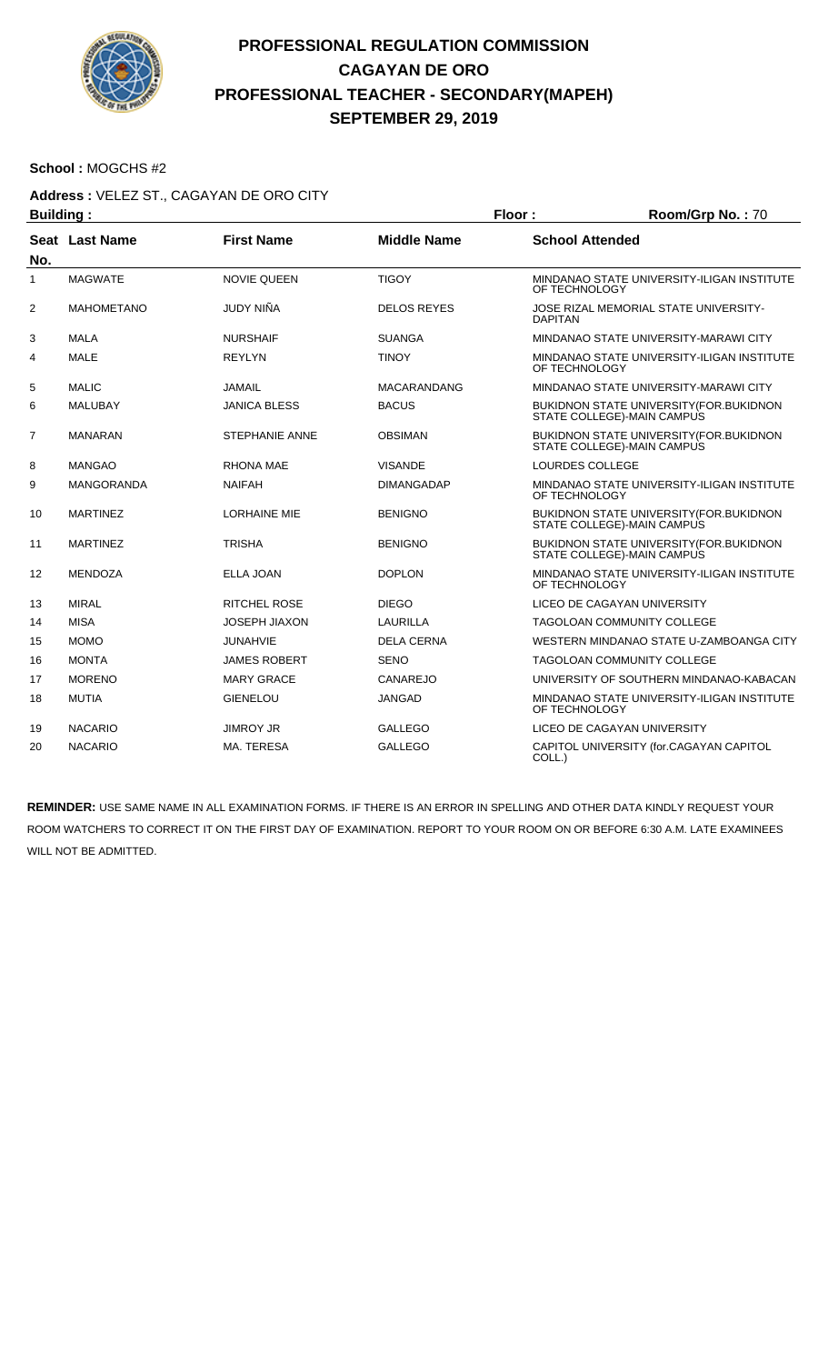# PROFESSIONAL REGULATION COMMISSION
## CAGAYAN DE ORO
## PROFESSIONAL TEACHER - SECONDARY(MAPEH)
## SEPTEMBER 29, 2019

**School :** MOGCHS #2

**Address :** VELEZ ST., CAGAYAN DE ORO CITY

**Building :** **Floor :** **Room/Grp No. :** 70

| Seat No. | Last Name | First Name | Middle Name | School Attended |
|---|---|---|---|---|
| 1 | MAGWATE | NOVIE QUEEN | TIGOY | MINDANAO STATE UNIVERSITY-ILIGAN INSTITUTE OF TECHNOLOGY |
| 2 | MAHOMETANO | JUDY NIÑA | DELOS REYES | JOSE RIZAL MEMORIAL STATE UNIVERSITY-DAPITAN |
| 3 | MALA | NURSHAIF | SUANGA | MINDANAO STATE UNIVERSITY-MARAWI CITY |
| 4 | MALE | REYLYN | TINOY | MINDANAO STATE UNIVERSITY-ILIGAN INSTITUTE OF TECHNOLOGY |
| 5 | MALIC | JAMAIL | MACARANDANG | MINDANAO STATE UNIVERSITY-MARAWI CITY |
| 6 | MALUBAY | JANICA BLESS | BACUS | BUKIDNON STATE UNIVERSITY(FOR.BUKIDNON STATE COLLEGE)-MAIN CAMPUS |
| 7 | MANARAN | STEPHANIE ANNE | OBSIMAN | BUKIDNON STATE UNIVERSITY(FOR.BUKIDNON STATE COLLEGE)-MAIN CAMPUS |
| 8 | MANGAO | RHONA MAE | VISANDE | LOURDES COLLEGE |
| 9 | MANGORANDA | NAIFAH | DIMANGADAP | MINDANAO STATE UNIVERSITY-ILIGAN INSTITUTE OF TECHNOLOGY |
| 10 | MARTINEZ | LORHAINE MIE | BENIGNO | BUKIDNON STATE UNIVERSITY(FOR.BUKIDNON STATE COLLEGE)-MAIN CAMPUS |
| 11 | MARTINEZ | TRISHA | BENIGNO | BUKIDNON STATE UNIVERSITY(FOR.BUKIDNON STATE COLLEGE)-MAIN CAMPUS |
| 12 | MENDOZA | ELLA JOAN | DOPLON | MINDANAO STATE UNIVERSITY-ILIGAN INSTITUTE OF TECHNOLOGY |
| 13 | MIRAL | RITCHEL ROSE | DIEGO | LICEO DE CAGAYAN UNIVERSITY |
| 14 | MISA | JOSEPH JIAXON | LAURILLA | TAGOLOAN COMMUNITY COLLEGE |
| 15 | MOMO | JUNAHVIE | DELA CERNA | WESTERN MINDANAO STATE U-ZAMBOANGA CITY |
| 16 | MONTA | JAMES ROBERT | SENO | TAGOLOAN COMMUNITY COLLEGE |
| 17 | MORENO | MARY GRACE | CANAREJO | UNIVERSITY OF SOUTHERN MINDANAO-KABACAN |
| 18 | MUTIA | GIENELOU | JANGAD | MINDANAO STATE UNIVERSITY-ILIGAN INSTITUTE OF TECHNOLOGY |
| 19 | NACARIO | JIMROY JR | GALLEGO | LICEO DE CAGAYAN UNIVERSITY |
| 20 | NACARIO | MA. TERESA | GALLEGO | CAPITOL UNIVERSITY (for.CAGAYAN CAPITOL COLL.) |

**REMINDER:** USE SAME NAME IN ALL EXAMINATION FORMS. IF THERE IS AN ERROR IN SPELLING AND OTHER DATA KINDLY REQUEST YOUR ROOM WATCHERS TO CORRECT IT ON THE FIRST DAY OF EXAMINATION. REPORT TO YOUR ROOM ON OR BEFORE 6:30 A.M. LATE EXAMINEES WILL NOT BE ADMITTED.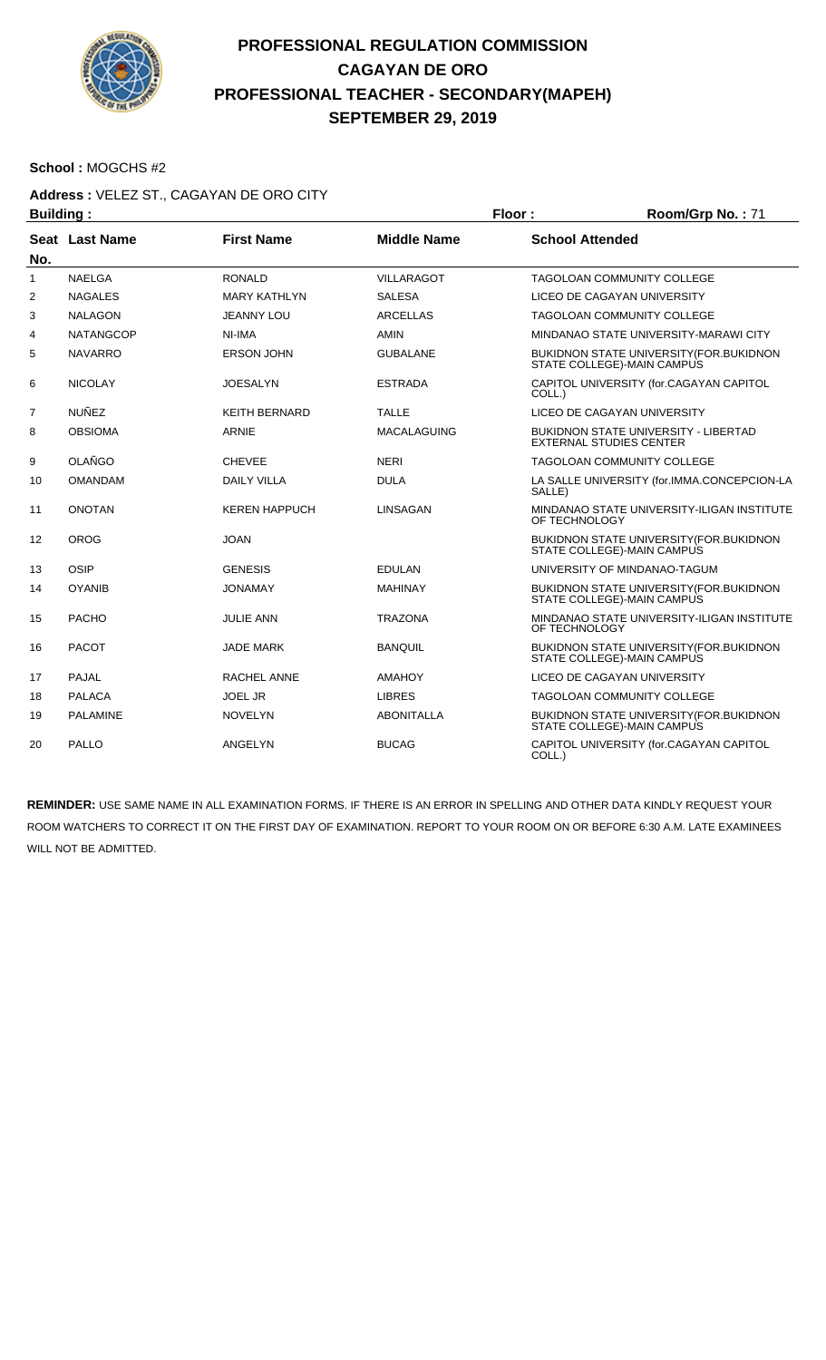# PROFESSIONAL REGULATION COMMISSION
## CAGAYAN DE ORO
## PROFESSIONAL TEACHER - SECONDARY(MAPEH)
## SEPTEMBER 29, 2019

**School :** MOGCHS #2

**Address :** VELEZ ST., CAGAYAN DE ORO CITY

**Building :** | **Floor :** | **Room/Grp No. :** 71

| Seat No. | Last Name | First Name | Middle Name | School Attended |
|---|---|---|---|---|
| 1 | NAELGA | RONALD | VILLARAGOT | TAGOLOAN COMMUNITY COLLEGE |
| 2 | NAGALES | MARY KATHLYN | SALESA | LICEO DE CAGAYAN UNIVERSITY |
| 3 | NALAGON | JEANNY LOU | ARCELLAS | TAGOLOAN COMMUNITY COLLEGE |
| 4 | NATANGCOP | NI-IMA | AMIN | MINDANAO STATE UNIVERSITY-MARAWI CITY |
| 5 | NAVARRO | ERSON JOHN | GUBALANE | BUKIDNON STATE UNIVERSITY(FOR.BUKIDNON STATE COLLEGE)-MAIN CAMPUS |
| 6 | NICOLAY | JOESALYN | ESTRADA | CAPITOL UNIVERSITY (for.CAGAYAN CAPITOL COLL.) |
| 7 | NUÑEZ | KEITH BERNARD | TALLE | LICEO DE CAGAYAN UNIVERSITY |
| 8 | OBSIOMA | ARNIE | MACALAGUING | BUKIDNON STATE UNIVERSITY - LIBERTAD EXTERNAL STUDIES CENTER |
| 9 | OLAÑGO | CHEVEE | NERI | TAGOLOAN COMMUNITY COLLEGE |
| 10 | OMANDAM | DAILY VILLA | DULA | LA SALLE UNIVERSITY (for.IMMA.CONCEPCION-LA SALLE) |
| 11 | ONOTAN | KEREN HAPPUCH | LINSAGAN | MINDANAO STATE UNIVERSITY-ILIGAN INSTITUTE OF TECHNOLOGY |
| 12 | OROG | JOAN | | BUKIDNON STATE UNIVERSITY(FOR.BUKIDNON STATE COLLEGE)-MAIN CAMPUS |
| 13 | OSIP | GENESIS | EDULAN | UNIVERSITY OF MINDANAO-TAGUM |
| 14 | OYANIB | JONAMAY | MAHINAY | BUKIDNON STATE UNIVERSITY(FOR.BUKIDNON STATE COLLEGE)-MAIN CAMPUS |
| 15 | PACHO | JULIE ANN | TRAZONA | MINDANAO STATE UNIVERSITY-ILIGAN INSTITUTE OF TECHNOLOGY |
| 16 | PACOT | JADE MARK | BANQUIL | BUKIDNON STATE UNIVERSITY(FOR.BUKIDNON STATE COLLEGE)-MAIN CAMPUS |
| 17 | PAJAL | RACHEL ANNE | AMAHOY | LICEO DE CAGAYAN UNIVERSITY |
| 18 | PALACA | JOEL JR | LIBRES | TAGOLOAN COMMUNITY COLLEGE |
| 19 | PALAMINE | NOVELYN | ABONITALLA | BUKIDNON STATE UNIVERSITY(FOR.BUKIDNON STATE COLLEGE)-MAIN CAMPUS |
| 20 | PALLO | ANGELYN | BUCAG | CAPITOL UNIVERSITY (for.CAGAYAN CAPITOL COLL.) |

**REMINDER:** USE SAME NAME IN ALL EXAMINATION FORMS. IF THERE IS AN ERROR IN SPELLING AND OTHER DATA KINDLY REQUEST YOUR ROOM WATCHERS TO CORRECT IT ON THE FIRST DAY OF EXAMINATION. REPORT TO YOUR ROOM ON OR BEFORE 6:30 A.M. LATE EXAMINEES WILL NOT BE ADMITTED.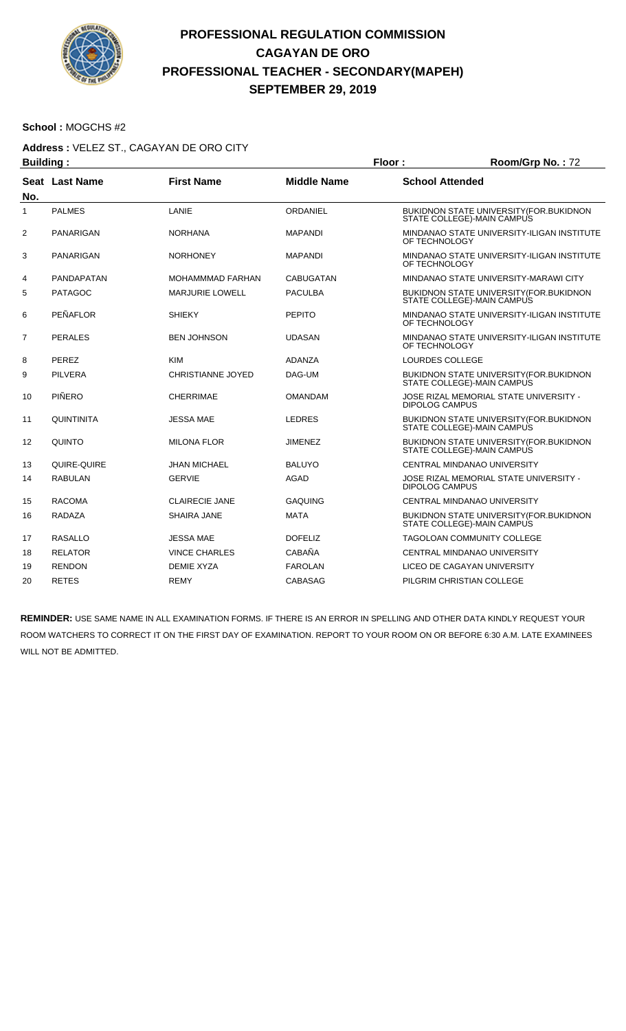# PROFESSIONAL REGULATION COMMISSION
## CAGAYAN DE ORO
## PROFESSIONAL TEACHER - SECONDARY(MAPEH)
## SEPTEMBER 29, 2019

**School :** MOGCHS #2

**Address :** VELEZ ST., CAGAYAN DE ORO CITY

**Building :** **Floor :** **Room/Grp No. :** 72

| Seat No. | Last Name | First Name | Middle Name | School Attended |
|---|---|---|---|---|
| 1 | PALMES | LANIE | ORDANIEL | BUKIDNON STATE UNIVERSITY(FOR.BUKIDNON STATE COLLEGE)-MAIN CAMPUS |
| 2 | PANARIGAN | NORHANA | MAPANDI | MINDANAO STATE UNIVERSITY-ILIGAN INSTITUTE OF TECHNOLOGY |
| 3 | PANARIGAN | NORHONEY | MAPANDI | MINDANAO STATE UNIVERSITY-ILIGAN INSTITUTE OF TECHNOLOGY |
| 4 | PANDAPATAN | MOHAMMMAD FARHAN | CABUGATAN | MINDANAO STATE UNIVERSITY-MARAWI CITY |
| 5 | PATAGOC | MARJURIE LOWELL | PACULBA | BUKIDNON STATE UNIVERSITY(FOR.BUKIDNON STATE COLLEGE)-MAIN CAMPUS |
| 6 | PEÑAFLOR | SHIEKY | PEPITO | MINDANAO STATE UNIVERSITY-ILIGAN INSTITUTE OF TECHNOLOGY |
| 7 | PERALES | BEN JOHNSON | UDASAN | MINDANAO STATE UNIVERSITY-ILIGAN INSTITUTE OF TECHNOLOGY |
| 8 | PEREZ | KIM | ADANZA | LOURDES COLLEGE |
| 9 | PILVERA | CHRISTIANNE JOYED | DAG-UM | BUKIDNON STATE UNIVERSITY(FOR.BUKIDNON STATE COLLEGE)-MAIN CAMPUS |
| 10 | PIÑERO | CHERRIMAE | OMANDAM | JOSE RIZAL MEMORIAL STATE UNIVERSITY - DIPOLOG CAMPUS |
| 11 | QUINTINITA | JESSA MAE | LEDRES | BUKIDNON STATE UNIVERSITY(FOR.BUKIDNON STATE COLLEGE)-MAIN CAMPUS |
| 12 | QUINTO | MILONA FLOR | JIMENEZ | BUKIDNON STATE UNIVERSITY(FOR.BUKIDNON STATE COLLEGE)-MAIN CAMPUS |
| 13 | QUIRE-QUIRE | JHAN MICHAEL | BALUYO | CENTRAL MINDANAO UNIVERSITY |
| 14 | RABULAN | GERVIE | AGAD | JOSE RIZAL MEMORIAL STATE UNIVERSITY - DIPOLOG CAMPUS |
| 15 | RACOMA | CLAIRECIE JANE | GAQUING | CENTRAL MINDANAO UNIVERSITY |
| 16 | RADAZA | SHAIRA JANE | MATA | BUKIDNON STATE UNIVERSITY(FOR.BUKIDNON STATE COLLEGE)-MAIN CAMPUS |
| 17 | RASALLO | JESSA MAE | DOFELIZ | TAGOLOAN COMMUNITY COLLEGE |
| 18 | RELATOR | VINCE CHARLES | CABAÑA | CENTRAL MINDANAO UNIVERSITY |
| 19 | RENDON | DEMIE XYZA | FAROLAN | LICEO DE CAGAYAN UNIVERSITY |
| 20 | RETES | REMY | CABASAG | PILGRIM CHRISTIAN COLLEGE |

**REMINDER:** USE SAME NAME IN ALL EXAMINATION FORMS. IF THERE IS AN ERROR IN SPELLING AND OTHER DATA KINDLY REQUEST YOUR ROOM WATCHERS TO CORRECT IT ON THE FIRST DAY OF EXAMINATION. REPORT TO YOUR ROOM ON OR BEFORE 6:30 A.M. LATE EXAMINEES WILL NOT BE ADMITTED.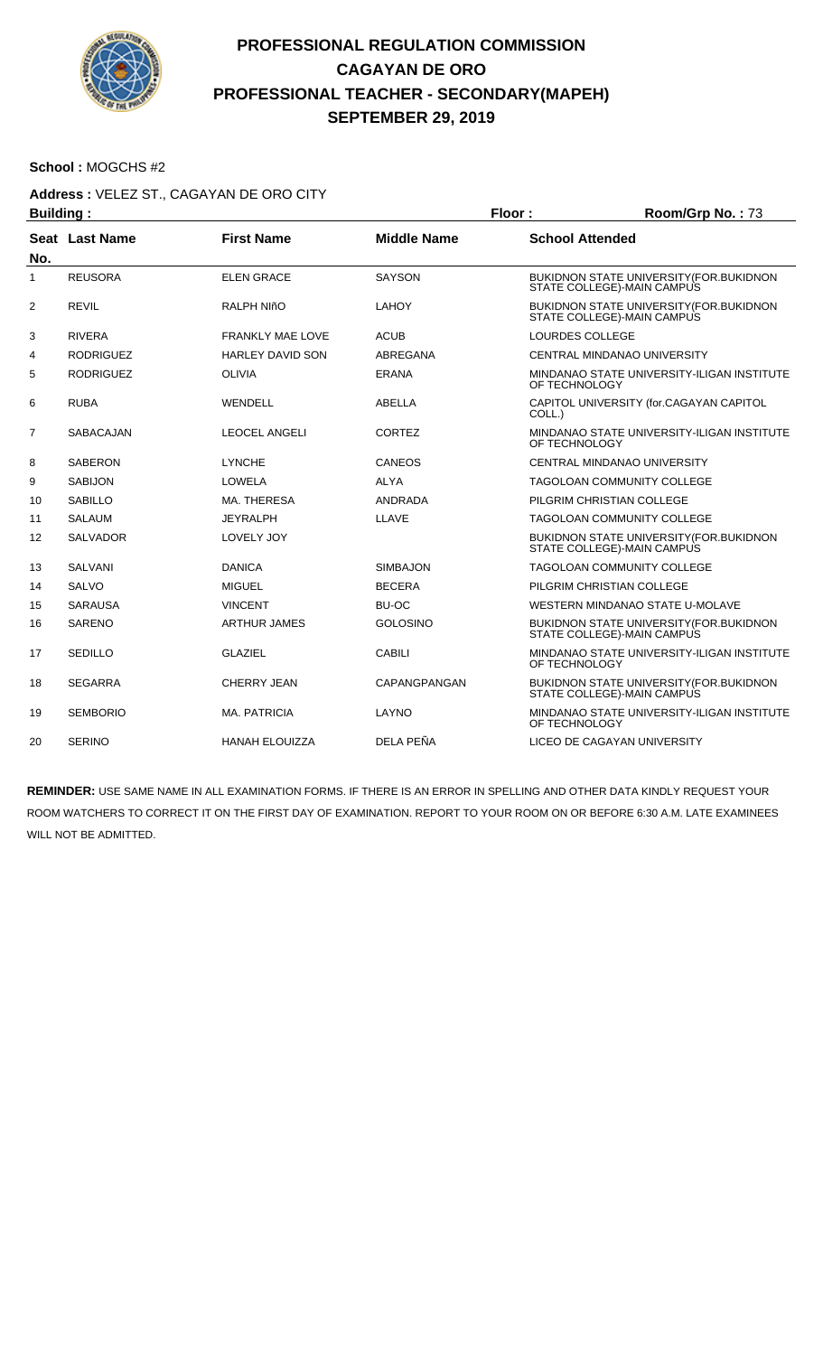# PROFESSIONAL REGULATION COMMISSION
## CAGAYAN DE ORO
## PROFESSIONAL TEACHER - SECONDARY(MAPEH)
## SEPTEMBER 29, 2019

**School :** MOGCHS #2

**Address :** VELEZ ST., CAGAYAN DE ORO CITY

**Building :** | **Floor :** | **Room/Grp No. :** 73

| Seat No. | Last Name | First Name | Middle Name | School Attended |
|---|---|---|---|---|
| 1 | REUSORA | ELEN GRACE | SAYSON | BUKIDNON STATE UNIVERSITY(FOR.BUKIDNON STATE COLLEGE)-MAIN CAMPUS |
| 2 | REVIL | RALPH NIñO | LAHOY | BUKIDNON STATE UNIVERSITY(FOR.BUKIDNON STATE COLLEGE)-MAIN CAMPUS |
| 3 | RIVERA | FRANKLY MAE LOVE | ACUB | LOURDES COLLEGE |
| 4 | RODRIGUEZ | HARLEY DAVID SON | ABREGANA | CENTRAL MINDANAO UNIVERSITY |
| 5 | RODRIGUEZ | OLIVIA | ERANA | MINDANAO STATE UNIVERSITY-ILIGAN INSTITUTE OF TECHNOLOGY |
| 6 | RUBA | WENDELL | ABELLA | CAPITOL UNIVERSITY (for.CAGAYAN CAPITOL COLL.) |
| 7 | SABACAJAN | LEOCEL ANGELI | CORTEZ | MINDANAO STATE UNIVERSITY-ILIGAN INSTITUTE OF TECHNOLOGY |
| 8 | SABERON | LYNCHE | CANEOS | CENTRAL MINDANAO UNIVERSITY |
| 9 | SABIJON | LOWELA | ALYA | TAGOLOAN COMMUNITY COLLEGE |
| 10 | SABILLO | MA. THERESA | ANDRADA | PILGRIM CHRISTIAN COLLEGE |
| 11 | SALAUM | JEYRALPH | LLAVE | TAGOLOAN COMMUNITY COLLEGE |
| 12 | SALVADOR | LOVELY JOY | | BUKIDNON STATE UNIVERSITY(FOR.BUKIDNON STATE COLLEGE)-MAIN CAMPUS |
| 13 | SALVANI | DANICA | SIMBAJON | TAGOLOAN COMMUNITY COLLEGE |
| 14 | SALVO | MIGUEL | BECERA | PILGRIM CHRISTIAN COLLEGE |
| 15 | SARAUSA | VINCENT | BU-OC | WESTERN MINDANAO STATE U-MOLAVE |
| 16 | SARENO | ARTHUR JAMES | GOLOSINO | BUKIDNON STATE UNIVERSITY(FOR.BUKIDNON STATE COLLEGE)-MAIN CAMPUS |
| 17 | SEDILLO | GLAZIEL | CABILI | MINDANAO STATE UNIVERSITY-ILIGAN INSTITUTE OF TECHNOLOGY |
| 18 | SEGARRA | CHERRY JEAN | CAPANGPANGAN | BUKIDNON STATE UNIVERSITY(FOR.BUKIDNON STATE COLLEGE)-MAIN CAMPUS |
| 19 | SEMBORIO | MA. PATRICIA | LAYNO | MINDANAO STATE UNIVERSITY-ILIGAN INSTITUTE OF TECHNOLOGY |
| 20 | SERINO | HANAH ELOUIZZA | DELA PEÑA | LICEO DE CAGAYAN UNIVERSITY |

**REMINDER:** USE SAME NAME IN ALL EXAMINATION FORMS. IF THERE IS AN ERROR IN SPELLING AND OTHER DATA KINDLY REQUEST YOUR ROOM WATCHERS TO CORRECT IT ON THE FIRST DAY OF EXAMINATION. REPORT TO YOUR ROOM ON OR BEFORE 6:30 A.M. LATE EXAMINEES WILL NOT BE ADMITTED.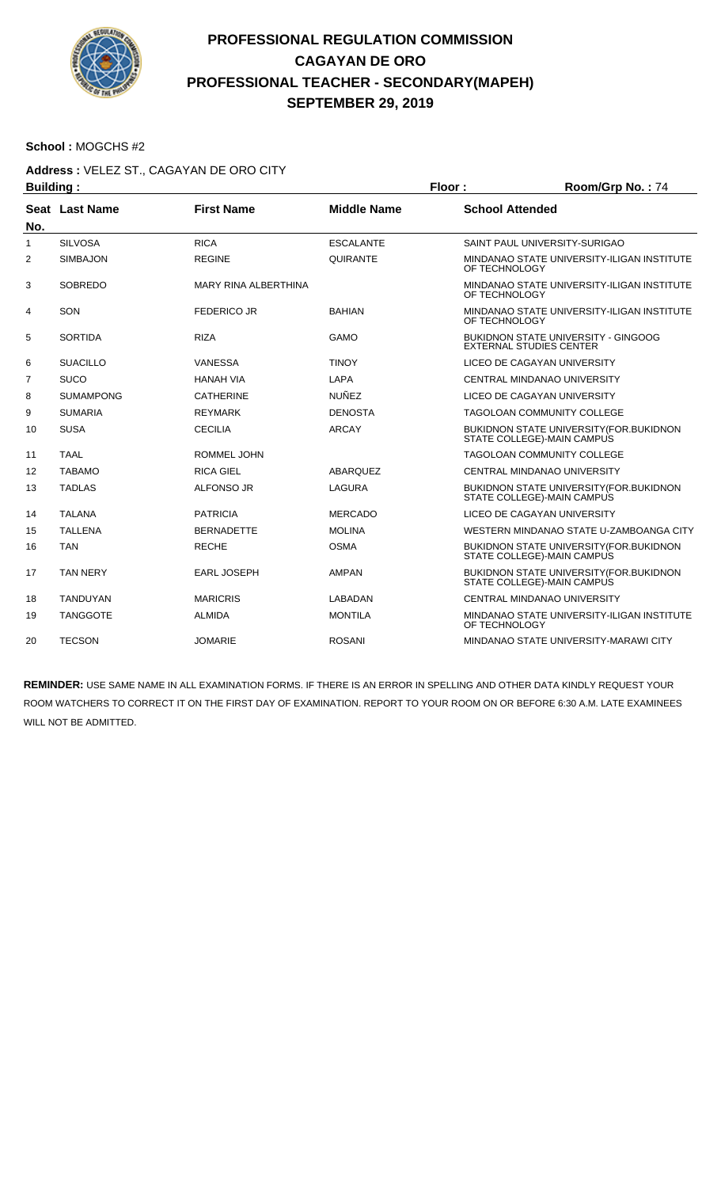# PROFESSIONAL REGULATION COMMISSION
## CAGAYAN DE ORO
## PROFESSIONAL TEACHER - SECONDARY(MAPEH)
## SEPTEMBER 29, 2019

**School :** MOGCHS #2

**Address :** VELEZ ST., CAGAYAN DE ORO CITY

**Building :** **Floor :** **Room/Grp No. :** 74

| Seat No. | Last Name | First Name | Middle Name | School Attended |
|---|---|---|---|---|
| 1 | SILVOSA | RICA | ESCALANTE | SAINT PAUL UNIVERSITY-SURIGAO |
| 2 | SIMBAJON | REGINE | QUIRANTE | MINDANAO STATE UNIVERSITY-ILIGAN INSTITUTE OF TECHNOLOGY |
| 3 | SOBREDO | MARY RINA ALBERTHINA | | MINDANAO STATE UNIVERSITY-ILIGAN INSTITUTE OF TECHNOLOGY |
| 4 | SON | FEDERICO JR | BAHIAN | MINDANAO STATE UNIVERSITY-ILIGAN INSTITUTE OF TECHNOLOGY |
| 5 | SORTIDA | RIZA | GAMO | BUKIDNON STATE UNIVERSITY - GINGOOG EXTERNAL STUDIES CENTER |
| 6 | SUACILLO | VANESSA | TINOY | LICEO DE CAGAYAN UNIVERSITY |
| 7 | SUCO | HANAH VIA | LAPA | CENTRAL MINDANAO UNIVERSITY |
| 8 | SUMAMPONG | CATHERINE | NUÑEZ | LICEO DE CAGAYAN UNIVERSITY |
| 9 | SUMARIA | REYMARK | DENOSTA | TAGOLOAN COMMUNITY COLLEGE |
| 10 | SUSA | CECILIA | ARCAY | BUKIDNON STATE UNIVERSITY(FOR.BUKIDNON STATE COLLEGE)-MAIN CAMPUS |
| 11 | TAAL | ROMMEL JOHN | | TAGOLOAN COMMUNITY COLLEGE |
| 12 | TABAMO | RICA GIEL | ABARQUEZ | CENTRAL MINDANAO UNIVERSITY |
| 13 | TADLAS | ALFONSO JR | LAGURA | BUKIDNON STATE UNIVERSITY(FOR.BUKIDNON STATE COLLEGE)-MAIN CAMPUS |
| 14 | TALANA | PATRICIA | MERCADO | LICEO DE CAGAYAN UNIVERSITY |
| 15 | TALLENA | BERNADETTE | MOLINA | WESTERN MINDANAO STATE U-ZAMBOANGA CITY |
| 16 | TAN | RECHE | OSMA | BUKIDNON STATE UNIVERSITY(FOR.BUKIDNON STATE COLLEGE)-MAIN CAMPUS |
| 17 | TAN NERY | EARL JOSEPH | AMPAN | BUKIDNON STATE UNIVERSITY(FOR.BUKIDNON STATE COLLEGE)-MAIN CAMPUS |
| 18 | TANDUYAN | MARICRIS | LABADAN | CENTRAL MINDANAO UNIVERSITY |
| 19 | TANGGOTE | ALMIDA | MONTILA | MINDANAO STATE UNIVERSITY-ILIGAN INSTITUTE OF TECHNOLOGY |
| 20 | TECSON | JOMARIE | ROSANI | MINDANAO STATE UNIVERSITY-MARAWI CITY |

**REMINDER:** USE SAME NAME IN ALL EXAMINATION FORMS. IF THERE IS AN ERROR IN SPELLING AND OTHER DATA KINDLY REQUEST YOUR ROOM WATCHERS TO CORRECT IT ON THE FIRST DAY OF EXAMINATION. REPORT TO YOUR ROOM ON OR BEFORE 6:30 A.M. LATE EXAMINEES WILL NOT BE ADMITTED.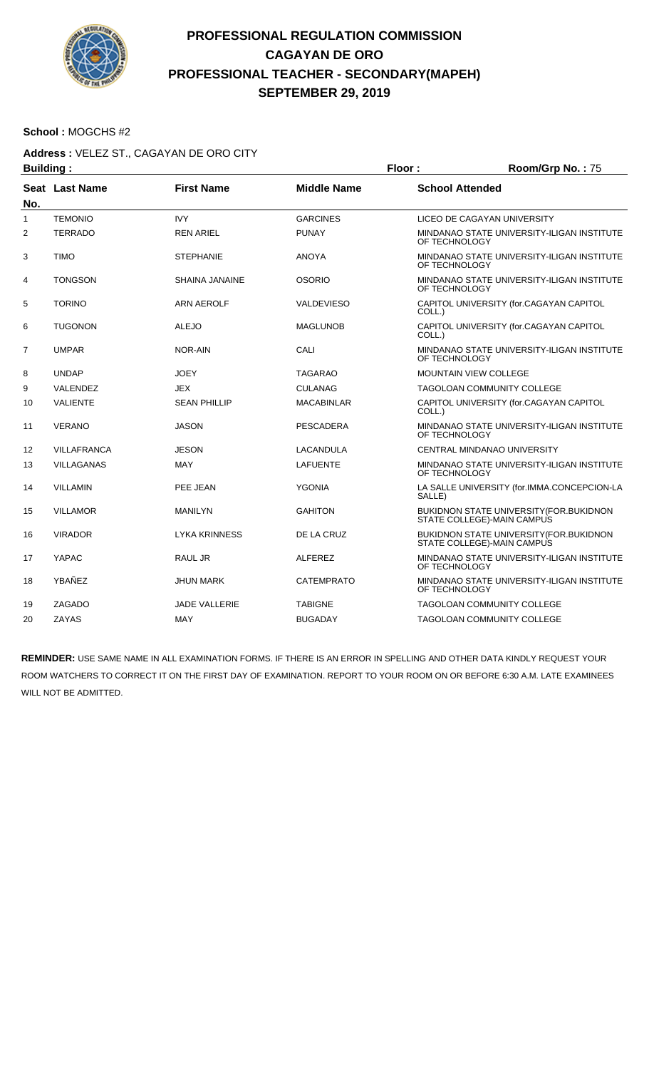# PROFESSIONAL REGULATION COMMISSION
## CAGAYAN DE ORO
## PROFESSIONAL TEACHER - SECONDARY(MAPEH)
## SEPTEMBER 29, 2019

**School :** MOGCHS #2

**Address :** VELEZ ST., CAGAYAN DE ORO CITY

**Building :** **Floor :** **Room/Grp No. :** 75

| Seat No. | Last Name | First Name | Middle Name | School Attended |
|---|---|---|---|---|
| 1 | TEMONIO | IVY | GARCINES | LICEO DE CAGAYAN UNIVERSITY |
| 2 | TERRADO | REN ARIEL | PUNAY | MINDANAO STATE UNIVERSITY-ILIGAN INSTITUTE OF TECHNOLOGY |
| 3 | TIMO | STEPHANIE | ANOYA | MINDANAO STATE UNIVERSITY-ILIGAN INSTITUTE OF TECHNOLOGY |
| 4 | TONGSON | SHAINA JANAINE | OSORIO | MINDANAO STATE UNIVERSITY-ILIGAN INSTITUTE OF TECHNOLOGY |
| 5 | TORINO | ARN AEROLF | VALDEVIESO | CAPITOL UNIVERSITY (for.CAGAYAN CAPITOL COLL.) |
| 6 | TUGONON | ALEJO | MAGLUNOB | CAPITOL UNIVERSITY (for.CAGAYAN CAPITOL COLL.) |
| 7 | UMPAR | NOR-AIN | CALI | MINDANAO STATE UNIVERSITY-ILIGAN INSTITUTE OF TECHNOLOGY |
| 8 | UNDAP | JOEY | TAGARAO | MOUNTAIN VIEW COLLEGE |
| 9 | VALENDEZ | JEX | CULANAG | TAGOLOAN COMMUNITY COLLEGE |
| 10 | VALIENTE | SEAN PHILLIP | MACABINLAR | CAPITOL UNIVERSITY (for.CAGAYAN CAPITOL COLL.) |
| 11 | VERANO | JASON | PESCADERA | MINDANAO STATE UNIVERSITY-ILIGAN INSTITUTE OF TECHNOLOGY |
| 12 | VILLAFRANCA | JESON | LACANDULA | CENTRAL MINDANAO UNIVERSITY |
| 13 | VILLAGANAS | MAY | LAFUENTE | MINDANAO STATE UNIVERSITY-ILIGAN INSTITUTE OF TECHNOLOGY |
| 14 | VILLAMIN | PEE JEAN | YGONIA | LA SALLE UNIVERSITY (for.IMMA.CONCEPCION-LA SALLE) |
| 15 | VILLAMOR | MANILYN | GAHITON | BUKIDNON STATE UNIVERSITY(FOR.BUKIDNON STATE COLLEGE)-MAIN CAMPUS |
| 16 | VIRADOR | LYKA KRINNESS | DE LA CRUZ | BUKIDNON STATE UNIVERSITY(FOR.BUKIDNON STATE COLLEGE)-MAIN CAMPUS |
| 17 | YAPAC | RAUL JR | ALFEREZ | MINDANAO STATE UNIVERSITY-ILIGAN INSTITUTE OF TECHNOLOGY |
| 18 | YBAÑEZ | JHUN MARK | CATEMPRATO | MINDANAO STATE UNIVERSITY-ILIGAN INSTITUTE OF TECHNOLOGY |
| 19 | ZAGADO | JADE VALLERIE | TABIGNE | TAGOLOAN COMMUNITY COLLEGE |
| 20 | ZAYAS | MAY | BUGADAY | TAGOLOAN COMMUNITY COLLEGE |

**REMINDER:** USE SAME NAME IN ALL EXAMINATION FORMS. IF THERE IS AN ERROR IN SPELLING AND OTHER DATA KINDLY REQUEST YOUR ROOM WATCHERS TO CORRECT IT ON THE FIRST DAY OF EXAMINATION. REPORT TO YOUR ROOM ON OR BEFORE 6:30 A.M. LATE EXAMINEES WILL NOT BE ADMITTED.